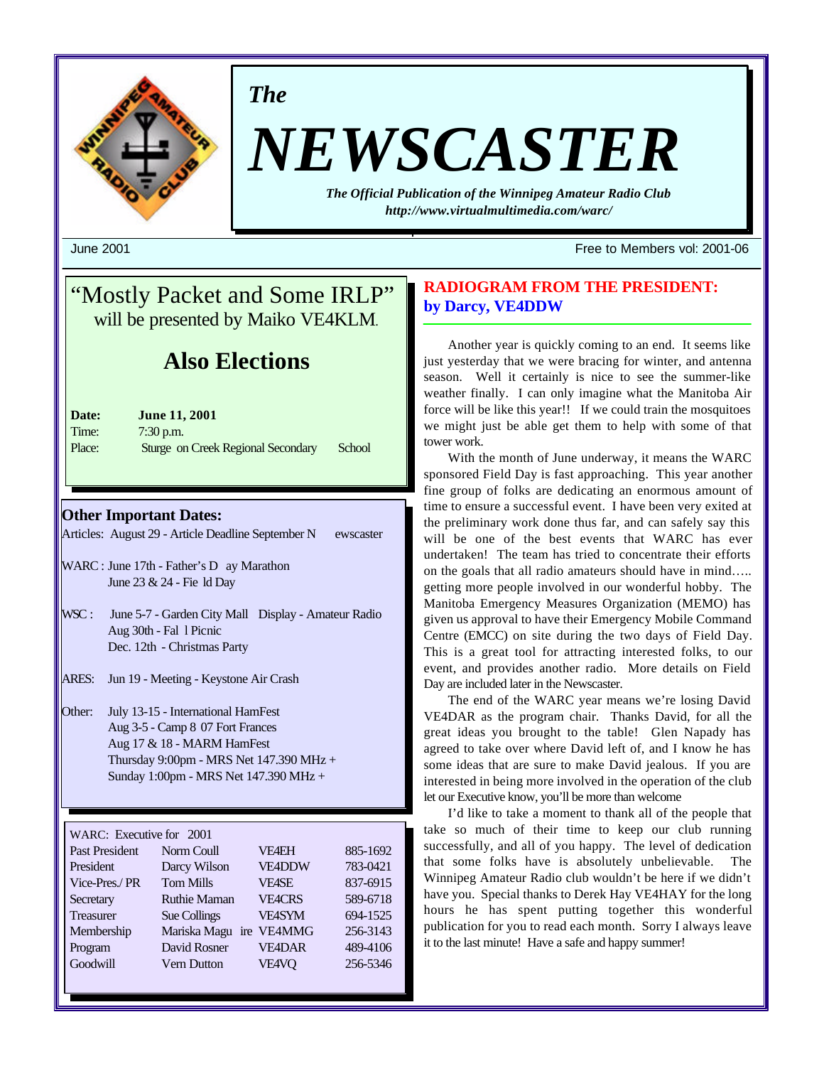*The*

# NEWSCASTER

***The Official Publication of the Winnipeg Amateur Radio Club***
***http://www.virtualmultimedia.com/warc/***

June 2001 — Free to Members vol: 2001-06

## "Mostly Packet and Some IRLP"

will be presented by Maiko VE4KLM.

## Also Elections

**Date:** **June 11, 2001**
Time: 7:30 p.m.
Place: Sturge on Creek Regional Secondary School

### Other Important Dates:

Articles: August 29 - Article Deadline September Newscaster

WARC: June 17th - Father's Day Marathon
June 23 & 24 - Field Day

WSC: June 5-7 - Garden City Mall Display - Amateur Radio
Aug 30th - Fall Picnic
Dec. 12th - Christmas Party

ARES: Jun 19 - Meeting - Keystone Air Crash

Other: July 13-15 - International HamFest
Aug 3-5 - Camp 8 07 Fort Frances
Aug 17 & 18 - MARM HamFest
Thursday 9:00pm - MRS Net 147.390 MHz +
Sunday 1:00pm - MRS Net 147.390 MHz +

WARC: Executive for 2001

| Position | Name | Call | Phone |
|---|---|---|---|
| Past President | Norm Coull | VE4EH | 885-1692 |
| President | Darcy Wilson | VE4DDW | 783-0421 |
| Vice-Pres./ PR | Tom Mills | VE4SE | 837-6915 |
| Secretary | Ruthie Maman | VE4CRS | 589-6718 |
| Treasurer | Sue Collings | VE4SYM | 694-1525 |
| Membership | Mariska Maguire | VE4MMG | 256-3143 |
| Program | David Rosner | VE4DAR | 489-4106 |
| Goodwill | Vern Dutton | VE4VQ | 256-5346 |

## RADIOGRAM FROM THE PRESIDENT:
### by Darcy, VE4DDW

Another year is quickly coming to an end. It seems like just yesterday that we were bracing for winter, and antenna season. Well it certainly is nice to see the summer-like weather finally. I can only imagine what the Manitoba Air force will be like this year!! If we could train the mosquitoes we might just be able get them to help with some of that tower work.

With the month of June underway, it means the WARC sponsored Field Day is fast approaching. This year another fine group of folks are dedicating an enormous amount of time to ensure a successful event. I have been very exited at the preliminary work done thus far, and can safely say this will be one of the best events that WARC has ever undertaken! The team has tried to concentrate their efforts on the goals that all radio amateurs should have in mind….. getting more people involved in our wonderful hobby. The Manitoba Emergency Measures Organization (MEMO) has given us approval to have their Emergency Mobile Command Centre (EMCC) on site during the two days of Field Day. This is a great tool for attracting interested folks, to our event, and provides another radio. More details on Field Day are included later in the Newscaster.

The end of the WARC year means we're losing David VE4DAR as the program chair. Thanks David, for all the great ideas you brought to the table! Glen Napady has agreed to take over where David left of, and I know he has some ideas that are sure to make David jealous. If you are interested in being more involved in the operation of the club let our Executive know, you'll be more than welcome

I'd like to take a moment to thank all of the people that take so much of their time to keep our club running successfully, and all of you happy. The level of dedication that some folks have is absolutely unbelievable. The Winnipeg Amateur Radio club wouldn't be here if we didn't have you. Special thanks to Derek Hay VE4HAY for the long hours he has spent putting together this wonderful publication for you to read each month. Sorry I always leave it to the last minute! Have a safe and happy summer!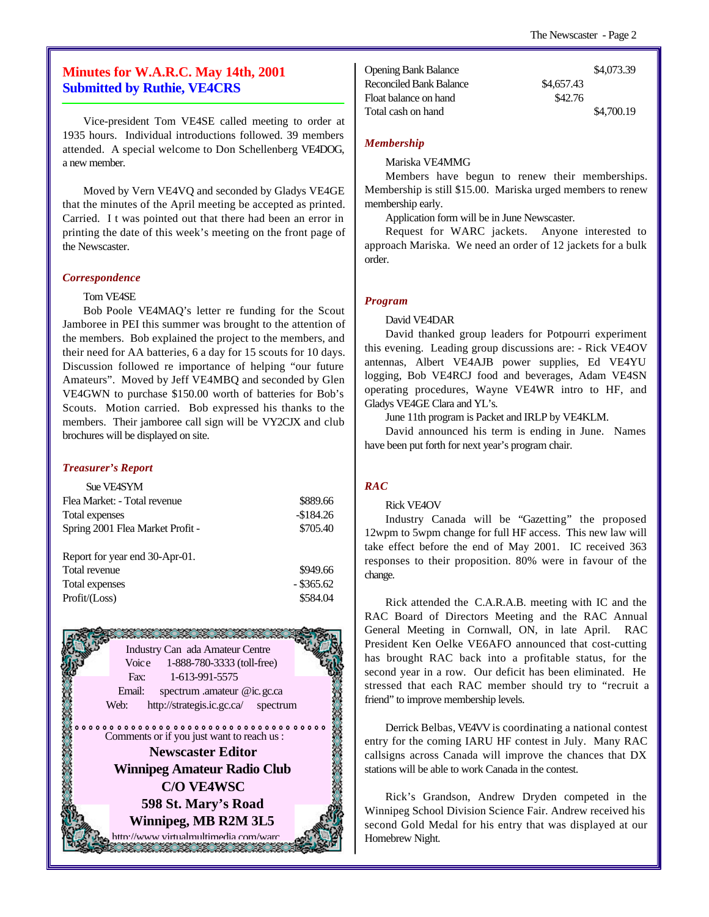## Minutes for W.A.R.C. May 14th, 2001
## Submitted by Ruthie, VE4CRS

Vice-president Tom VE4SE called meeting to order at 1935 hours. Individual introductions followed. 39 members attended. A special welcome to Don Schellenberg VE4DOG, a new member.

Moved by Vern VE4VQ and seconded by Gladys VE4GE that the minutes of the April meeting be accepted as printed. Carried. I t was pointed out that there had been an error in printing the date of this week's meeting on the front page of the Newscaster.

### *Correspondence*

Tom VE4SE

Bob Poole VE4MAQ's letter re funding for the Scout Jamboree in PEI this summer was brought to the attention of the members. Bob explained the project to the members, and their need for AA batteries, 6 a day for 15 scouts for 10 days. Discussion followed re importance of helping "our future Amateurs". Moved by Jeff VE4MBQ and seconded by Glen VE4GWN to purchase $150.00 worth of batteries for Bob's Scouts. Motion carried. Bob expressed his thanks to the members. Their jamboree call sign will be VY2CJX and club brochures will be displayed on site.

### *Treasurer's Report*

Sue VE4SYM

| | |
|---|---|
| Flea Market: - Total revenue | $889.66 |
| Total expenses | -$184.26 |
| Spring 2001 Flea Market Profit - | $705.40 |

| | |
|---|---|
| Report for year end 30-Apr-01. | |
| Total revenue | $949.66 |
| Total expenses | - $365.62 |
| Profit/(Loss) | $584.04 |

| | | |
|---|---|---|
| Opening Bank Balance | | $4,073.39 |
| Reconciled Bank Balance | $4,657.43 | |
| Float balance on hand | $42.76 | |
| Total cash on hand | | $4,700.19 |

### *Membership*

Mariska VE4MMG

Members have begun to renew their memberships. Membership is still $15.00. Mariska urged members to renew membership early.

Application form will be in June Newscaster.

Request for WARC jackets. Anyone interested to approach Mariska. We need an order of 12 jackets for a bulk order.

### *Program*

David VE4DAR

David thanked group leaders for Potpourri experiment this evening. Leading group discussions are: - Rick VE4OV antennas, Albert VE4AJB power supplies, Ed VE4YU logging, Bob VE4RCJ food and beverages, Adam VE4SN operating procedures, Wayne VE4WR intro to HF, and Gladys VE4GE Clara and YL's.

June 11th program is Packet and IRLP by VE4KLM.

David announced his term is ending in June. Names have been put forth for next year's program chair.

### *RAC*

Rick VE4OV

Industry Canada will be "Gazetting" the proposed 12wpm to 5wpm change for full HF access. This new law will take effect before the end of May 2001. IC received 363 responses to their proposition. 80% were in favour of the change.

Rick attended the C.A.R.A.B. meeting with IC and the RAC Board of Directors Meeting and the RAC Annual General Meeting in Cornwall, ON, in late April. RAC President Ken Oelke VE6AFO announced that cost-cutting has brought RAC back into a profitable status, for the second year in a row. Our deficit has been eliminated. He stressed that each RAC member should try to "recruit a friend" to improve membership levels.

Derrick Belbas, VE4VV is coordinating a national contest entry for the coming IARU HF contest in July. Many RAC callsigns across Canada will improve the chances that DX stations will be able to work Canada in the contest.

Rick's Grandson, Andrew Dryden competed in the Winnipeg School Division Science Fair. Andrew received his second Gold Medal for his entry that was displayed at our Homebrew Night.

---

Industry Canada Amateur Centre
Voice 1-888-780-3333 (toll-free)
Fax: 1-613-991-5575
Email: spectrum.amateur@ic.gc.ca
Web: http://strategis.ic.gc.ca/spectrum

Comments or if you just want to reach us :

**Newscaster Editor**
**Winnipeg Amateur Radio Club**
**C/O VE4WSC**
**598 St. Mary's Road**
**Winnipeg, MB R2M 3L5**

http://www.virtualmultimedia.com/warc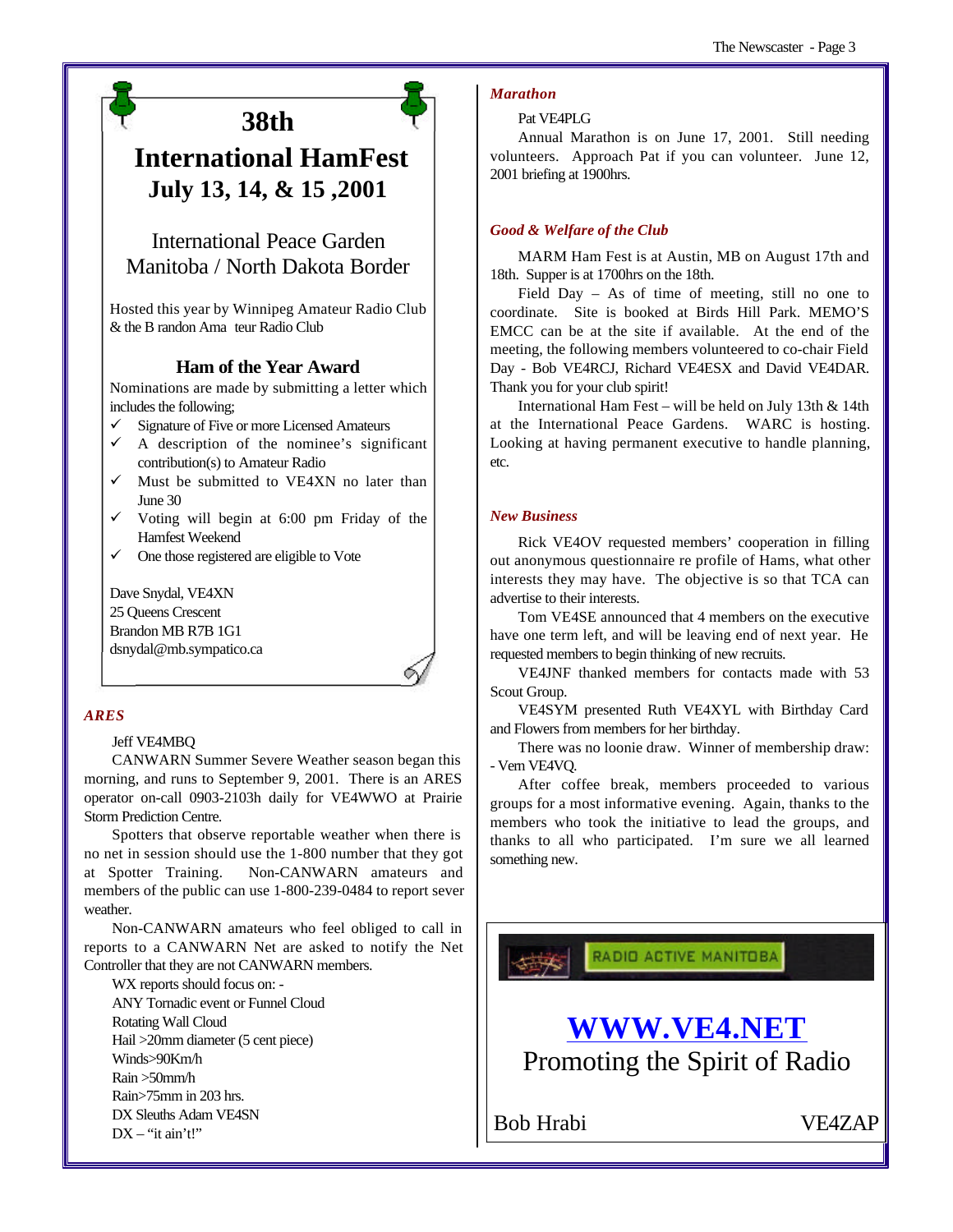# 38th

# International HamFest

## July 13, 14, & 15 ,2001

International Peace Garden
Manitoba / North Dakota Border

Hosted this year by Winnipeg Amateur Radio Club & the B randon Ama teur Radio Club

### Ham of the Year Award

Nominations are made by submitting a letter which includes the following;

- ✓ Signature of Five or more Licensed Amateurs
- ✓ A description of the nominee's significant contribution(s) to Amateur Radio
- ✓ Must be submitted to VE4XN no later than June 30
- ✓ Voting will begin at 6:00 pm Friday of the Hamfest Weekend
- ✓ One those registered are eligible to Vote

Dave Snydal, VE4XN
25 Queens Crescent
Brandon MB R7B 1G1
dsnydal@mb.sympatico.ca

### *ARES*

Jeff VE4MBQ

CANWARN Summer Severe Weather season began this morning, and runs to September 9, 2001. There is an ARES operator on-call 0903-2103h daily for VE4WWO at Prairie Storm Prediction Centre.

Spotters that observe reportable weather when there is no net in session should use the 1-800 number that they got at Spotter Training. Non-CANWARN amateurs and members of the public can use 1-800-239-0484 to report sever weather.

Non-CANWARN amateurs who feel obliged to call in reports to a CANWARN Net are asked to notify the Net Controller that they are not CANWARN members.

WX reports should focus on: -
ANY Tornadic event or Funnel Cloud
Rotating Wall Cloud
Hail >20mm diameter (5 cent piece)
Winds>90Km/h
Rain >50mm/h
Rain>75mm in 203 hrs.
DX Sleuths Adam VE4SN
DX – "it ain't!"

### *Marathon*

Pat VE4PLG

Annual Marathon is on June 17, 2001. Still needing volunteers. Approach Pat if you can volunteer. June 12, 2001 briefing at 1900hrs.

### *Good & Welfare of the Club*

MARM Ham Fest is at Austin, MB on August 17th and 18th. Supper is at 1700hrs on the 18th.

Field Day – As of time of meeting, still no one to coordinate. Site is booked at Birds Hill Park. MEMO'S EMCC can be at the site if available. At the end of the meeting, the following members volunteered to co-chair Field Day - Bob VE4RCJ, Richard VE4ESX and David VE4DAR. Thank you for your club spirit!

International Ham Fest – will be held on July 13th & 14th at the International Peace Gardens. WARC is hosting. Looking at having permanent executive to handle planning, etc.

### *New Business*

Rick VE4OV requested members' cooperation in filling out anonymous questionnaire re profile of Hams, what other interests they may have. The objective is so that TCA can advertise to their interests.

Tom VE4SE announced that 4 members on the executive have one term left, and will be leaving end of next year. He requested members to begin thinking of new recruits.

VE4JNF thanked members for contacts made with 53 Scout Group.

VE4SYM presented Ruth VE4XYL with Birthday Card and Flowers from members for her birthday.

There was no loonie draw. Winner of membership draw: - Vern VE4VQ.

After coffee break, members proceeded to various groups for a most informative evening. Again, thanks to the members who took the initiative to lead the groups, and thanks to all who participated. I'm sure we all learned something new.

RADIO ACTIVE MANITOBA

## WWW.VE4.NET

Promoting the Spirit of Radio

Bob Hrabi VE4ZAP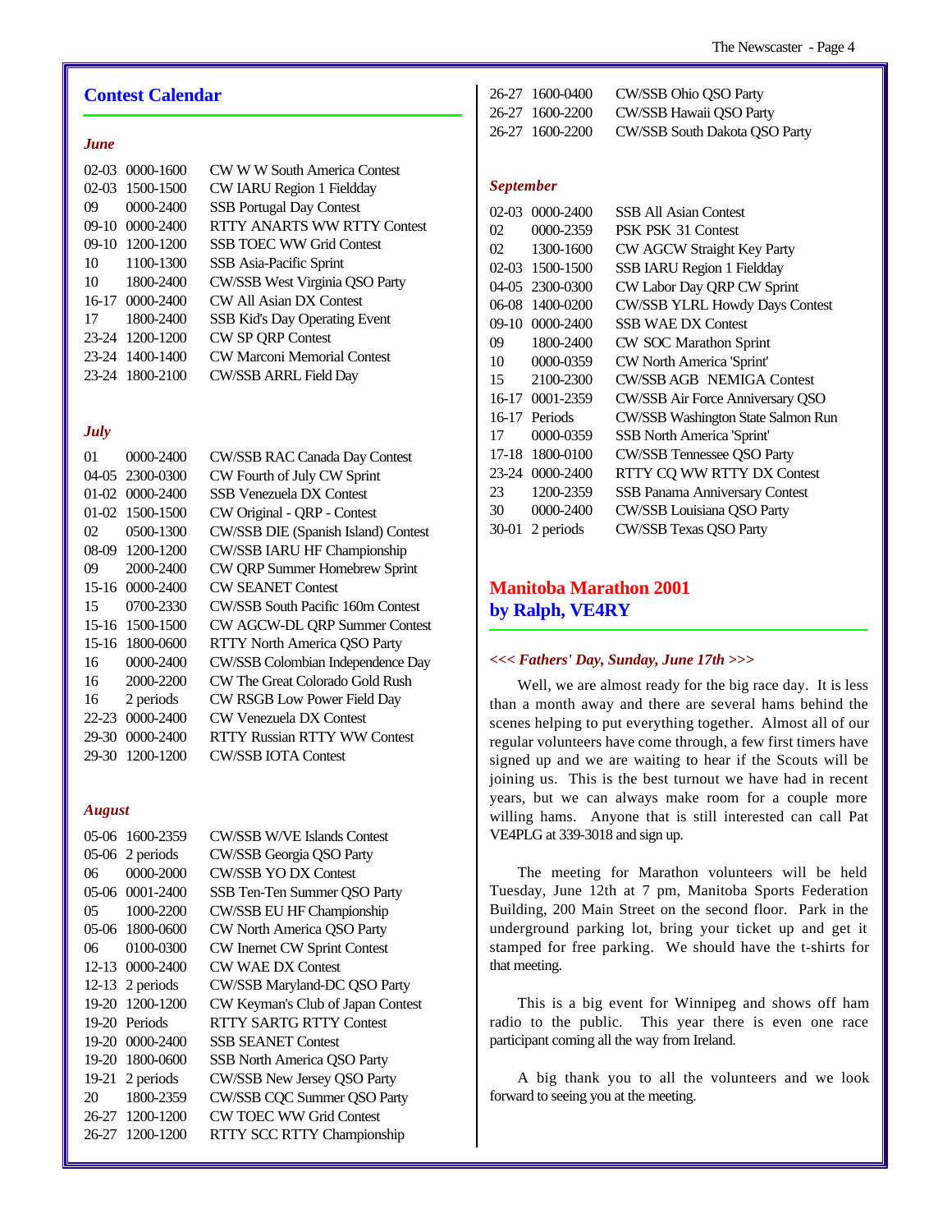## Contest Calendar

### *June*

| | | |
|---|---|---|
| 02-03 | 0000-1600 | CW W W South America Contest |
| 02-03 | 1500-1500 | CW IARU Region 1 Fieldday |
| 09 | 0000-2400 | SSB Portugal Day Contest |
| 09-10 | 0000-2400 | RTTY ANARTS WW RTTY Contest |
| 09-10 | 1200-1200 | SSB TOEC WW Grid Contest |
| 10 | 1100-1300 | SSB Asia-Pacific Sprint |
| 10 | 1800-2400 | CW/SSB West Virginia QSO Party |
| 16-17 | 0000-2400 | CW All Asian DX Contest |
| 17 | 1800-2400 | SSB Kid's Day Operating Event |
| 23-24 | 1200-1200 | CW SP QRP Contest |
| 23-24 | 1400-1400 | CW Marconi Memorial Contest |
| 23-24 | 1800-2100 | CW/SSB ARRL Field Day |

### *July*

| | | |
|---|---|---|
| 01 | 0000-2400 | CW/SSB RAC Canada Day Contest |
| 04-05 | 2300-0300 | CW Fourth of July CW Sprint |
| 01-02 | 0000-2400 | SSB Venezuela DX Contest |
| 01-02 | 1500-1500 | CW Original - QRP - Contest |
| 02 | 0500-1300 | CW/SSB DIE (Spanish Island) Contest |
| 08-09 | 1200-1200 | CW/SSB IARU HF Championship |
| 09 | 2000-2400 | CW QRP Summer Homebrew Sprint |
| 15-16 | 0000-2400 | CW SEANET Contest |
| 15 | 0700-2330 | CW/SSB South Pacific 160m Contest |
| 15-16 | 1500-1500 | CW AGCW-DL QRP Summer Contest |
| 15-16 | 1800-0600 | RTTY North America QSO Party |
| 16 | 0000-2400 | CW/SSB Colombian Independence Day |
| 16 | 2000-2200 | CW The Great Colorado Gold Rush |
| 16 | 2 periods | CW RSGB Low Power Field Day |
| 22-23 | 0000-2400 | CW Venezuela DX Contest |
| 29-30 | 0000-2400 | RTTY Russian RTTY WW Contest |
| 29-30 | 1200-1200 | CW/SSB IOTA Contest |

### *August*

| | | |
|---|---|---|
| 05-06 | 1600-2359 | CW/SSB W/VE Islands Contest |
| 05-06 | 2 periods | CW/SSB Georgia QSO Party |
| 06 | 0000-2000 | CW/SSB YO DX Contest |
| 05-06 | 0001-2400 | SSB Ten-Ten Summer QSO Party |
| 05 | 1000-2200 | CW/SSB EU HF Championship |
| 05-06 | 1800-0600 | CW North America QSO Party |
| 06 | 0100-0300 | CW Inernet CW Sprint Contest |
| 12-13 | 0000-2400 | CW WAE DX Contest |
| 12-13 | 2 periods | CW/SSB Maryland-DC QSO Party |
| 19-20 | 1200-1200 | CW Keyman's Club of Japan Contest |
| 19-20 | Periods | RTTY SARTG RTTY Contest |
| 19-20 | 0000-2400 | SSB SEANET Contest |
| 19-20 | 1800-0600 | SSB North America QSO Party |
| 19-21 | 2 periods | CW/SSB New Jersey QSO Party |
| 20 | 1800-2359 | CW/SSB CQC Summer QSO Party |
| 26-27 | 1200-1200 | CW TOEC WW Grid Contest |
| 26-27 | 1200-1200 | RTTY SCC RTTY Championship |
| 26-27 | 1600-0400 | CW/SSB Ohio QSO Party |
| 26-27 | 1600-2200 | CW/SSB Hawaii QSO Party |
| 26-27 | 1600-2200 | CW/SSB South Dakota QSO Party |

### *September*

| | | |
|---|---|---|
| 02-03 | 0000-2400 | SSB All Asian Contest |
| 02 | 0000-2359 | PSK PSK 31 Contest |
| 02 | 1300-1600 | CW AGCW Straight Key Party |
| 02-03 | 1500-1500 | SSB IARU Region 1 Fieldday |
| 04-05 | 2300-0300 | CW Labor Day QRP CW Sprint |
| 06-08 | 1400-0200 | CW/SSB YLRL Howdy Days Contest |
| 09-10 | 0000-2400 | SSB WAE DX Contest |
| 09 | 1800-2400 | CW SOC Marathon Sprint |
| 10 | 0000-0359 | CW North America 'Sprint' |
| 15 | 2100-2300 | CW/SSB AGB NEMIGA Contest |
| 16-17 | 0001-2359 | CW/SSB Air Force Anniversary QSO |
| 16-17 | Periods | CW/SSB Washington State Salmon Run |
| 17 | 0000-0359 | SSB North America 'Sprint' |
| 17-18 | 1800-0100 | CW/SSB Tennessee QSO Party |
| 23-24 | 0000-2400 | RTTY CQ WW RTTY DX Contest |
| 23 | 1200-2359 | SSB Panama Anniversary Contest |
| 30 | 0000-2400 | CW/SSB Louisiana QSO Party |
| 30-01 | 2 periods | CW/SSB Texas QSO Party |

## Manitoba Marathon 2001
## by Ralph, VE4RY

***<<< Fathers' Day, Sunday, June 17th >>>***

Well, we are almost ready for the big race day. It is less than a month away and there are several hams behind the scenes helping to put everything together. Almost all of our regular volunteers have come through, a few first timers have signed up and we are waiting to hear if the Scouts will be joining us. This is the best turnout we have had in recent years, but we can always make room for a couple more willing hams. Anyone that is still interested can call Pat VE4PLG at 339-3018 and sign up.

The meeting for Marathon volunteers will be held Tuesday, June 12th at 7 pm, Manitoba Sports Federation Building, 200 Main Street on the second floor. Park in the underground parking lot, bring your ticket up and get it stamped for free parking. We should have the t-shirts for that meeting.

This is a big event for Winnipeg and shows off ham radio to the public. This year there is even one race participant coming all the way from Ireland.

A big thank you to all the volunteers and we look forward to seeing you at the meeting.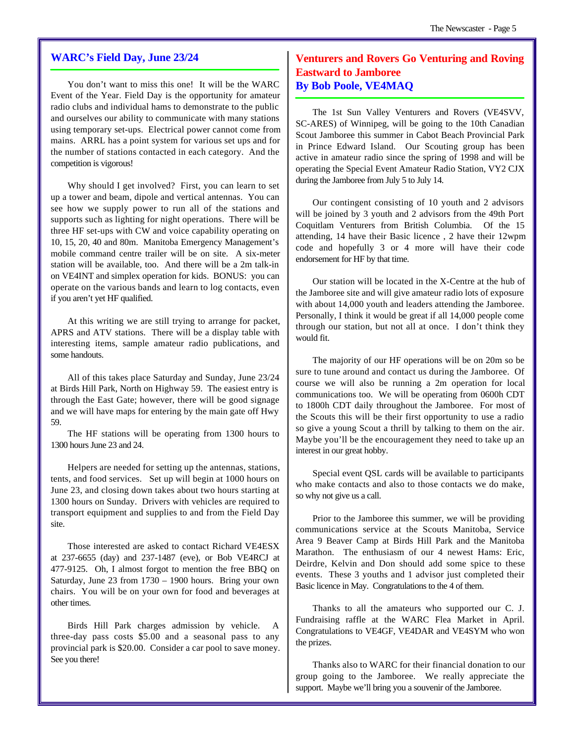## WARC's Field Day, June 23/24

You don't want to miss this one! It will be the WARC Event of the Year. Field Day is the opportunity for amateur radio clubs and individual hams to demonstrate to the public and ourselves our ability to communicate with many stations using temporary set-ups. Electrical power cannot come from mains. ARRL has a point system for various set ups and for the number of stations contacted in each category. And the competition is vigorous!

Why should I get involved? First, you can learn to set up a tower and beam, dipole and vertical antennas. You can see how we supply power to run all of the stations and supports such as lighting for night operations. There will be three HF set-ups with CW and voice capability operating on 10, 15, 20, 40 and 80m. Manitoba Emergency Management's mobile command centre trailer will be on site. A six-meter station will be available, too. And there will be a 2m talk-in on VE4INT and simplex operation for kids. BONUS: you can operate on the various bands and learn to log contacts, even if you aren't yet HF qualified.

At this writing we are still trying to arrange for packet, APRS and ATV stations. There will be a display table with interesting items, sample amateur radio publications, and some handouts.

All of this takes place Saturday and Sunday, June 23/24 at Birds Hill Park, North on Highway 59. The easiest entry is through the East Gate; however, there will be good signage and we will have maps for entering by the main gate off Hwy 59.

The HF stations will be operating from 1300 hours to 1300 hours June 23 and 24.

Helpers are needed for setting up the antennas, stations, tents, and food services. Set up will begin at 1000 hours on June 23, and closing down takes about two hours starting at 1300 hours on Sunday. Drivers with vehicles are required to transport equipment and supplies to and from the Field Day site.

Those interested are asked to contact Richard VE4ESX at 237-6655 (day) and 237-1487 (eve), or Bob VE4RCJ at 477-9125. Oh, I almost forgot to mention the free BBQ on Saturday, June 23 from 1730 – 1900 hours. Bring your own chairs. You will be on your own for food and beverages at other times.

Birds Hill Park charges admission by vehicle. A three-day pass costs $5.00 and a seasonal pass to any provincial park is $20.00. Consider a car pool to save money. See you there!

## Venturers and Rovers Go Venturing and Roving Eastward to Jamboree

### By Bob Poole, VE4MAQ

The 1st Sun Valley Venturers and Rovers (VE4SVV, SC-ARES) of Winnipeg, will be going to the 10th Canadian Scout Jamboree this summer in Cabot Beach Provincial Park in Prince Edward Island. Our Scouting group has been active in amateur radio since the spring of 1998 and will be operating the Special Event Amateur Radio Station, VY2 CJX during the Jamboree from July 5 to July 14.

Our contingent consisting of 10 youth and 2 advisors will be joined by 3 youth and 2 advisors from the 49th Port Coquitlam Venturers from British Columbia. Of the 15 attending, 14 have their Basic licence , 2 have their 12wpm code and hopefully 3 or 4 more will have their code endorsement for HF by that time.

Our station will be located in the X-Centre at the hub of the Jamboree site and will give amateur radio lots of exposure with about 14,000 youth and leaders attending the Jamboree. Personally, I think it would be great if all 14,000 people come through our station, but not all at once. I don't think they would fit.

The majority of our HF operations will be on 20m so be sure to tune around and contact us during the Jamboree. Of course we will also be running a 2m operation for local communications too. We will be operating from 0600h CDT to 1800h CDT daily throughout the Jamboree. For most of the Scouts this will be their first opportunity to use a radio so give a young Scout a thrill by talking to them on the air. Maybe you'll be the encouragement they need to take up an interest in our great hobby.

Special event QSL cards will be available to participants who make contacts and also to those contacts we do make, so why not give us a call.

Prior to the Jamboree this summer, we will be providing communications service at the Scouts Manitoba, Service Area 9 Beaver Camp at Birds Hill Park and the Manitoba Marathon. The enthusiasm of our 4 newest Hams: Eric, Deirdre, Kelvin and Don should add some spice to these events. These 3 youths and 1 advisor just completed their Basic licence in May. Congratulations to the 4 of them.

Thanks to all the amateurs who supported our C. J. Fundraising raffle at the WARC Flea Market in April. Congratulations to VE4GF, VE4DAR and VE4SYM who won the prizes.

Thanks also to WARC for their financial donation to our group going to the Jamboree. We really appreciate the support. Maybe we'll bring you a souvenir of the Jamboree.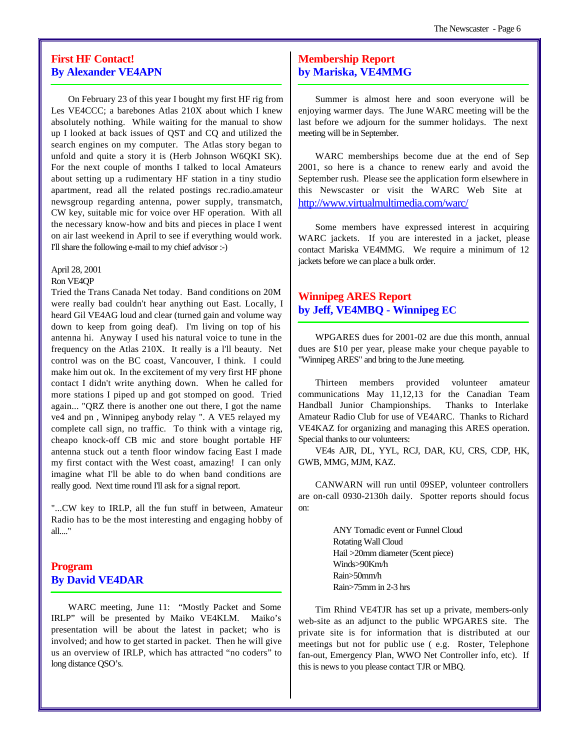## First HF Contact!
## By Alexander VE4APN

On February 23 of this year I bought my first HF rig from Les VE4CCC; a barebones Atlas 210X about which I knew absolutely nothing. While waiting for the manual to show up I looked at back issues of QST and CQ and utilized the search engines on my computer. The Atlas story began to unfold and quite a story it is (Herb Johnson W6QKI SK). For the next couple of months I talked to local Amateurs about setting up a rudimentary HF station in a tiny studio apartment, read all the related postings rec.radio.amateur newsgroup regarding antenna, power supply, transmatch, CW key, suitable mic for voice over HF operation. With all the necessary know-how and bits and pieces in place I went on air last weekend in April to see if everything would work. I'll share the following e-mail to my chief advisor :-)

April 28, 2001
Ron VE4QP
Tried the Trans Canada Net today. Band conditions on 20M were really bad couldn't hear anything out East. Locally, I heard Gil VE4AG loud and clear (turned gain and volume way down to keep from going deaf). I'm living on top of his antenna hi. Anyway I used his natural voice to tune in the frequency on the Atlas 210X. It really is a l'll beauty. Net control was on the BC coast, Vancouver, I think. I could make him out ok. In the excitement of my very first HF phone contact I didn't write anything down. When he called for more stations I piped up and got stomped on good. Tried again... "QRZ there is another one out there, I got the name ve4 and pn , Winnipeg anybody relay ". A VE5 relayed my complete call sign, no traffic. To think with a vintage rig, cheapo knock-off CB mic and store bought portable HF antenna stuck out a tenth floor window facing East I made my first contact with the West coast, amazing! I can only imagine what I'll be able to do when band conditions are really good. Next time round I'll ask for a signal report.

"...CW key to IRLP, all the fun stuff in between, Amateur Radio has to be the most interesting and engaging hobby of all...."

## Program
## By David VE4DAR

WARC meeting, June 11: “Mostly Packet and Some IRLP” will be presented by Maiko VE4KLM. Maiko’s presentation will be about the latest in packet; who is involved; and how to get started in packet. Then he will give us an overview of IRLP, which has attracted “no coders” to long distance QSO’s.

## Membership Report
## by Mariska, VE4MMG

Summer is almost here and soon everyone will be enjoying warmer days. The June WARC meeting will be the last before we adjourn for the summer holidays. The next meeting will be in September.

WARC memberships become due at the end of Sep 2001, so here is a chance to renew early and avoid the September rush. Please see the application form elsewhere in this Newscaster or visit the WARC Web Site at http://www.virtualmultimedia.com/warc/

Some members have expressed interest in acquiring WARC jackets. If you are interested in a jacket, please contact Mariska VE4MMG. We require a minimum of 12 jackets before we can place a bulk order.

## Winnipeg ARES Report
## by Jeff, VE4MBQ - Winnipeg EC

WPGARES dues for 2001-02 are due this month, annual dues are $10 per year, please make your cheque payable to "Winnipeg ARES" and bring to the June meeting.

Thirteen members provided volunteer amateur communications May 11,12,13 for the Canadian Team Handball Junior Championships. Thanks to Interlake Amateur Radio Club for use of VE4ARC. Thanks to Richard VE4KAZ for organizing and managing this ARES operation. Special thanks to our volunteers:
VE4s AJR, DL, YYL, RCJ, DAR, KU, CRS, CDP, HK, GWB, MMG, MJM, KAZ.

CANWARN will run until 09SEP, volunteer controllers are on-call 0930-2130h daily. Spotter reports should focus on:

ANY Tornadic event or Funnel Cloud
Rotating Wall Cloud
Hail >20mm diameter (5cent piece)
Winds>90Km/h
Rain>50mm/h
Rain>75mm in 2-3 hrs

Tim Rhind VE4TJR has set up a private, members-only web-site as an adjunct to the public WPGARES site. The private site is for information that is distributed at our meetings but not for public use ( e.g. Roster, Telephone fan-out, Emergency Plan, WWO Net Controller info, etc). If this is news to you please contact TJR or MBQ.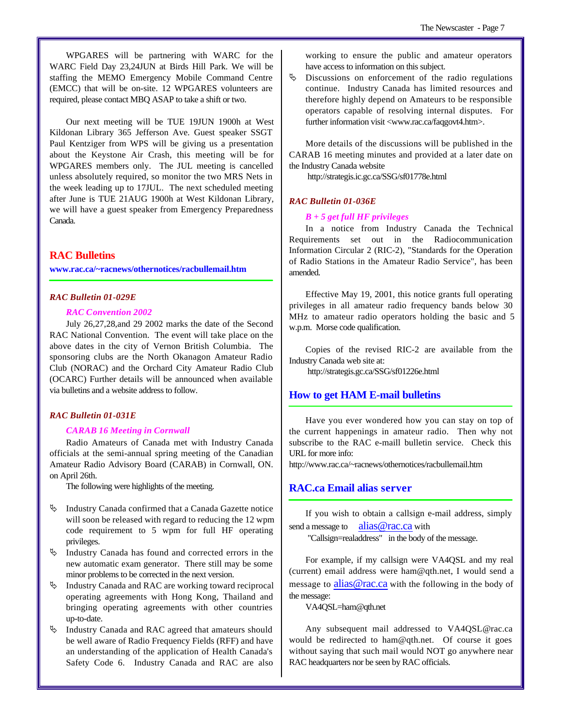WPGARES will be partnering with WARC for the WARC Field Day 23,24JUN at Birds Hill Park. We will be staffing the MEMO Emergency Mobile Command Centre (EMCC) that will be on-site. 12 WPGARES volunteers are required, please contact MBQ ASAP to take a shift or two.

Our next meeting will be TUE 19JUN 1900h at West Kildonan Library 365 Jefferson Ave. Guest speaker SSGT Paul Kentziger from WPS will be giving us a presentation about the Keystone Air Crash, this meeting will be for WPGARES members only. The JUL meeting is cancelled unless absolutely required, so monitor the two MRS Nets in the week leading up to 17JUL. The next scheduled meeting after June is TUE 21AUG 1900h at West Kildonan Library, we will have a guest speaker from Emergency Preparedness Canada.

## RAC Bulletins

**www.rac.ca/~racnews/othernotices/racbullemail.htm**

### *RAC Bulletin 01-029E*

*RAC Convention 2002*

July 26,27,28,and 29 2002 marks the date of the Second RAC National Convention. The event will take place on the above dates in the city of Vernon British Columbia. The sponsoring clubs are the North Okanagon Amateur Radio Club (NORAC) and the Orchard City Amateur Radio Club (OCARC) Further details will be announced when available via bulletins and a website address to follow.

### *RAC Bulletin 01-031E*

*CARAB 16 Meeting in Cornwall*

Radio Amateurs of Canada met with Industry Canada officials at the semi-annual spring meeting of the Canadian Amateur Radio Advisory Board (CARAB) in Cornwall, ON. on April 26th.

The following were highlights of the meeting.

- Industry Canada confirmed that a Canada Gazette notice will soon be released with regard to reducing the 12 wpm code requirement to 5 wpm for full HF operating privileges.
- Industry Canada has found and corrected errors in the new automatic exam generator. There still may be some minor problems to be corrected in the next version.
- Industry Canada and RAC are working toward reciprocal operating agreements with Hong Kong, Thailand and bringing operating agreements with other countries up-to-date.
- Industry Canada and RAC agreed that amateurs should be well aware of Radio Frequency Fields (RFF) and have an understanding of the application of Health Canada's Safety Code 6. Industry Canada and RAC are also working to ensure the public and amateur operators have access to information on this subject.
- Discussions on enforcement of the radio regulations continue. Industry Canada has limited resources and therefore highly depend on Amateurs to be responsible operators capable of resolving internal disputes. For further information visit <www.rac.ca/faqgovt4.htm>.

More details of the discussions will be published in the CARAB 16 meeting minutes and provided at a later date on the Industry Canada website

http://strategis.ic.gc.ca/SSG/sf01778e.html

### *RAC Bulletin 01-036E*

*B + 5 get full HF privileges*

In a notice from Industry Canada the Technical Requirements set out in the Radiocommunication Information Circular 2 (RIC-2), "Standards for the Operation of Radio Stations in the Amateur Radio Service", has been amended.

Effective May 19, 2001, this notice grants full operating privileges in all amateur radio frequency bands below 30 MHz to amateur radio operators holding the basic and 5 w.p.m. Morse code qualification.

Copies of the revised RIC-2 are available from the Industry Canada web site at:

http://strategis.gc.ca/SSG/sf01226e.html

## How to get HAM E-mail bulletins

Have you ever wondered how you can stay on top of the current happenings in amateur radio. Then why not subscribe to the RAC e-maill bulletin service. Check this URL for more info:

http://www.rac.ca/~racnews/othernotices/racbullemail.htm

## RAC.ca Email alias server

If you wish to obtain a callsign e-mail address, simply send a message to alias@rac.ca with "Callsign=realaddress" in the body of the message.

For example, if my callsign were VA4QSL and my real (current) email address were ham@qth.net, I would send a message to alias@rac.ca with the following in the body of the message:

VA4QSL=ham@qth.net

Any subsequent mail addressed to VA4QSL@rac.ca would be redirected to ham@qth.net. Of course it goes without saying that such mail would NOT go anywhere near RAC headquarters nor be seen by RAC officials.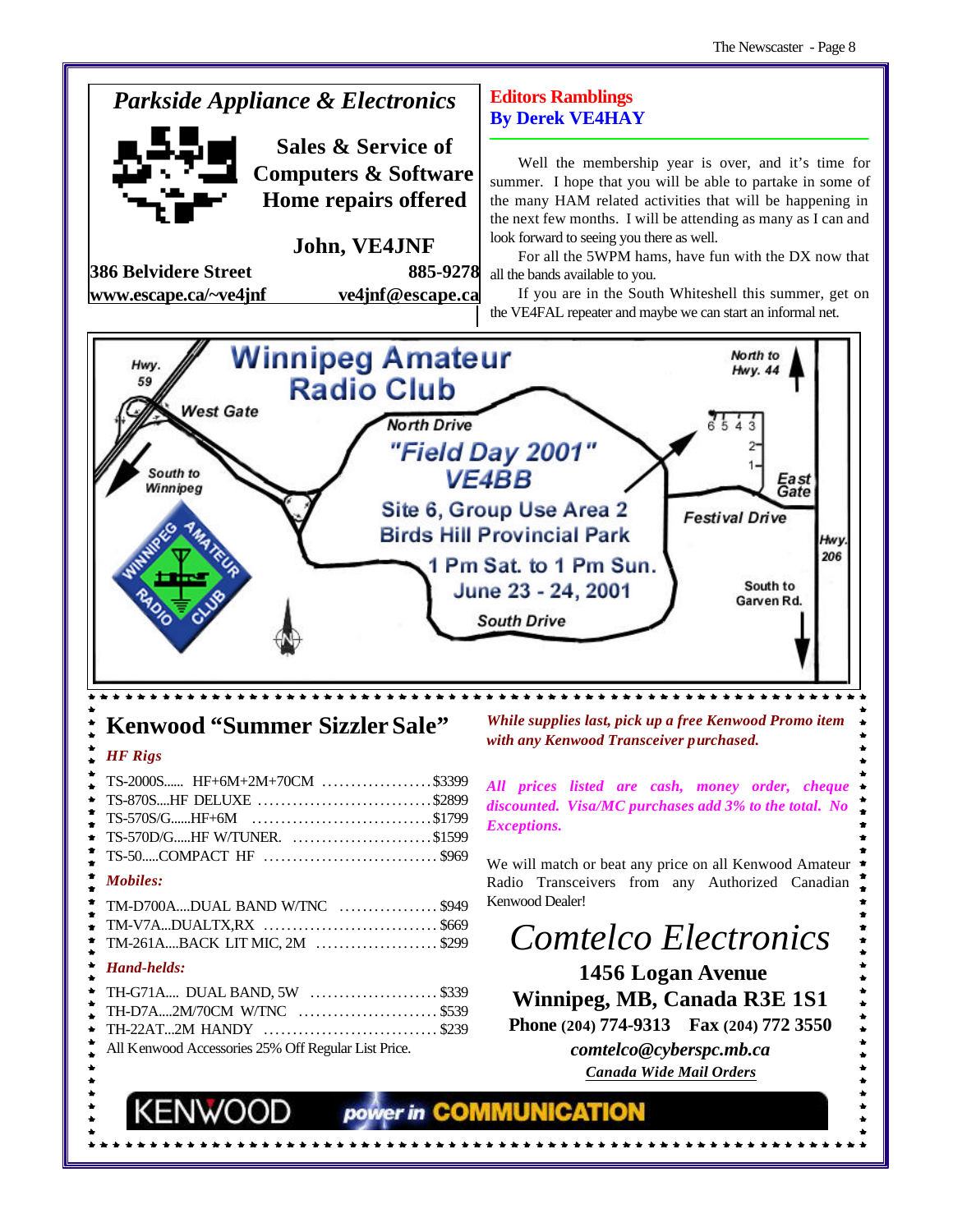## Parkside Appliance & Electronics

**Sales & Service of Computers & Software**
**Home repairs offered**

**John, VE4JNF**

**386 Belvidere Street** **885-9278**
**www.escape.ca/~ve4jnf** **ve4jnf@escape.ca**

## Editors Ramblings
## By Derek VE4HAY

Well the membership year is over, and it's time for summer. I hope that you will be able to partake in some of the many HAM related activities that will be happening in the next few months. I will be attending as many as I can and look forward to seeing you there as well.

For all the 5WPM hams, have fun with the DX now that all the bands available to you.

If you are in the South Whiteshell this summer, get on the VE4FAL repeater and maybe we can start an informal net.

## Winnipeg Amateur Radio Club

"Field Day 2001"
VE4BB
Site 6, Group Use Area 2
Birds Hill Provincial Park
1 Pm Sat. to 1 Pm Sun.
June 23 - 24, 2001

Hwy. 59
West Gate
South to Winnipeg
North Drive
South Drive
North to Hwy. 44
6 5 4 3
2
1
East Gate
Festival Drive
Hwy. 206
South to Garven Rd.
Winnipeg Amateur Radio Club

## Kenwood "Summer Sizzler Sale"

*HF Rigs*

| | |
|---|---|
| TS-2000S...... HF+6M+2M+70CM | $3399 |
| TS-870S....HF DELUXE | $2899 |
| TS-570S/G......HF+6M | $1799 |
| TS-570D/G.....HF W/TUNER. | $1599 |
| TS-50.....COMPACT HF | $969 |

*Mobiles:*

| | |
|---|---|
| TM-D700A....DUAL BAND W/TNC | $949 |
| TM-V7A...DUALTX,RX | $669 |
| TM-261A....BACK LIT MIC, 2M | $299 |

*Hand-helds:*

| | |
|---|---|
| TH-G71A.... DUAL BAND, 5W | $339 |
| TH-D7A....2M/70CM W/TNC | $539 |
| TH-22AT...2M HANDY | $239 |

All Kenwood Accessories 25% Off Regular List Price.

*While supplies last, pick up a free Kenwood Promo item with any Kenwood Transceiver purchased.*

*All prices listed are cash, money order, cheque discounted. Visa/MC purchases add 3% to the total. No Exceptions.*

We will match or beat any price on all Kenwood Amateur Radio Transceivers from any Authorized Canadian Kenwood Dealer!

## Comtelco Electronics

**1456 Logan Avenue**
**Winnipeg, MB, Canada R3E 1S1**
**Phone (204) 774-9313 Fax (204) 772 3550**
***comtelco@cyberspc.mb.ca***
***Canada Wide Mail Orders***

KENWOOD power in COMMUNICATION